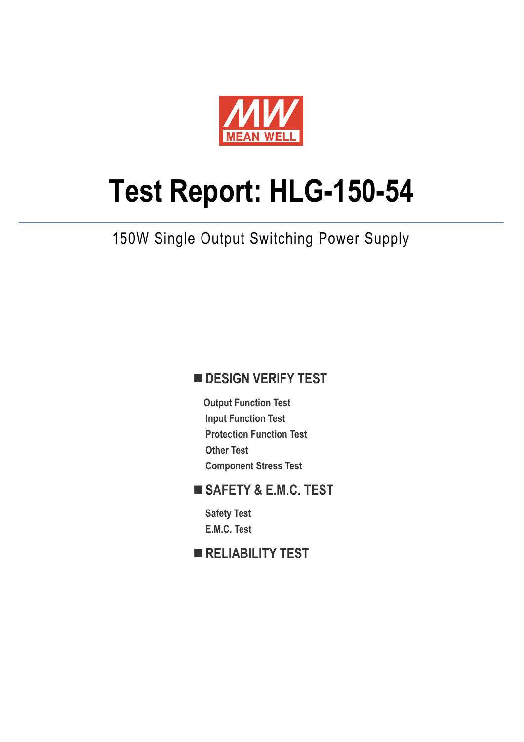MEAN WELL

# Test Report: HLG-150-54

150W Single Output Switching Power Supply

## DESIGN VERIFY TEST

- Output Function Test
- Input Function Test
- Protection Function Test
- Other Test
- Component Stress Test

## SAFETY & E.M.C. TEST

- Safety Test
- E.M.C. Test

## RELIABILITY TEST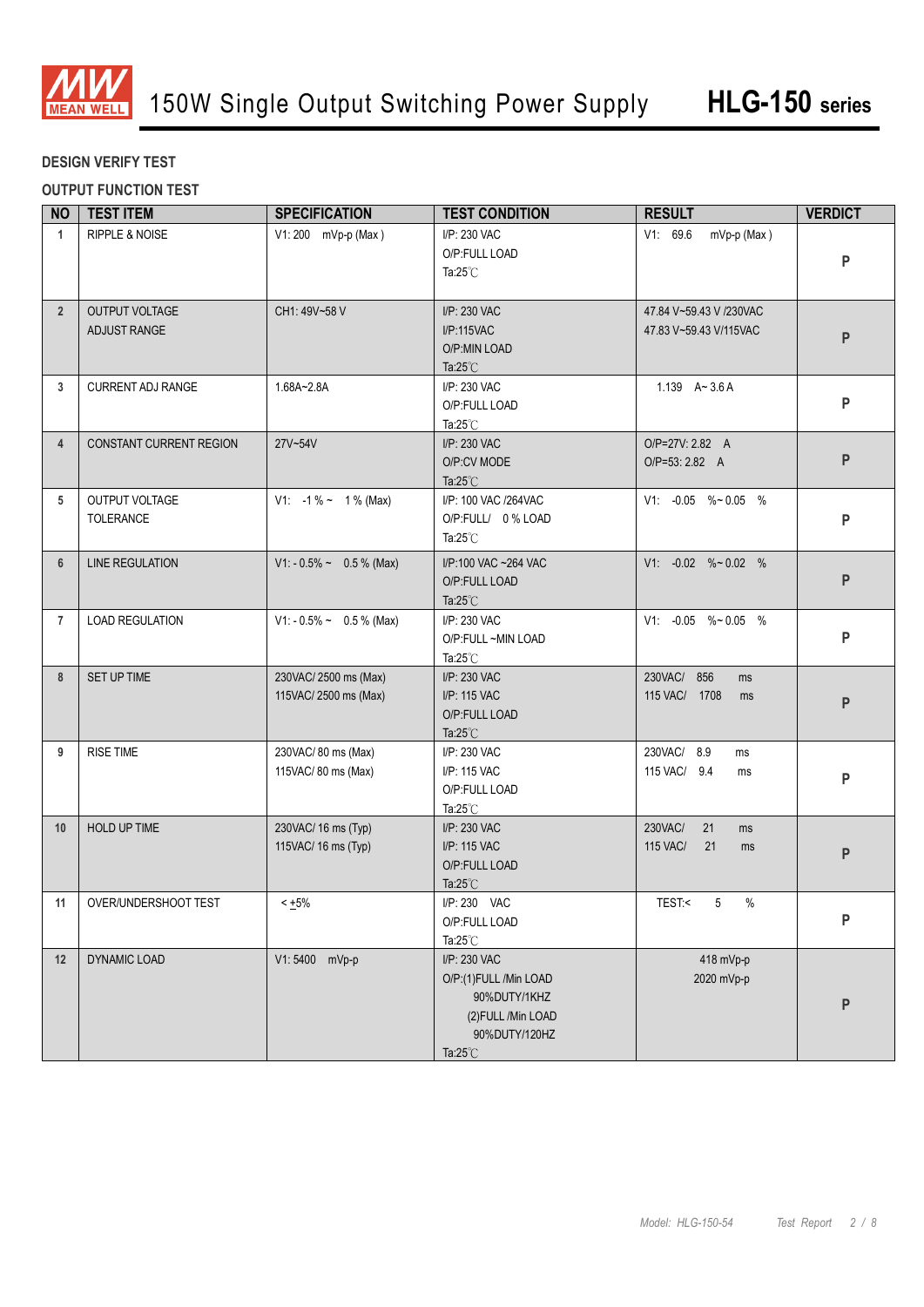150W Single Output Switching Power Supply **HLG-150 series**

## DESIGN VERIFY TEST

## OUTPUT FUNCTION TEST

| NO | TEST ITEM | SPECIFICATION | TEST CONDITION | RESULT | VERDICT |
|---|---|---|---|---|---|
| 1 | RIPPLE & NOISE | V1: 200 mVp-p (Max ) | I/P: 230 VAC<br>O/P:FULL LOAD<br>Ta:25℃ | V1: 69.6 mVp-p (Max ) | P |
| 2 | OUTPUT VOLTAGE ADJUST RANGE | CH1: 49V~58 V | I/P: 230 VAC<br>I/P:115VAC<br>O/P:MIN LOAD<br>Ta:25℃ | 47.84 V~59.43 V /230VAC<br>47.83 V~59.43 V/115VAC | P |
| 3 | CURRENT ADJ RANGE | 1.68A~2.8A | I/P: 230 VAC<br>O/P:FULL LOAD<br>Ta:25℃ | 1.139 A~ 3.6 A | P |
| 4 | CONSTANT CURRENT REGION | 27V~54V | I/P: 230 VAC<br>O/P:CV MODE<br>Ta:25℃ | O/P=27V: 2.82 A<br>O/P=53: 2.82 A | P |
| 5 | OUTPUT VOLTAGE TOLERANCE | V1: -1 % ~ 1 % (Max) | I/P: 100 VAC /264VAC<br>O/P:FULL/ 0 % LOAD<br>Ta:25℃ | V1: -0.05 %~ 0.05 % | P |
| 6 | LINE REGULATION | V1: - 0.5% ~ 0.5 % (Max) | I/P:100 VAC ~264 VAC<br>O/P:FULL LOAD<br>Ta:25℃ | V1: -0.02 %~ 0.02 % | P |
| 7 | LOAD REGULATION | V1: - 0.5% ~ 0.5 % (Max) | I/P: 230 VAC<br>O/P:FULL ~MIN LOAD<br>Ta:25℃ | V1: -0.05 %~ 0.05 % | P |
| 8 | SET UP TIME | 230VAC/ 2500 ms (Max)<br>115VAC/ 2500 ms (Max) | I/P: 230 VAC<br>I/P: 115 VAC<br>O/P:FULL LOAD<br>Ta:25℃ | 230VAC/ 856 ms<br>115 VAC/ 1708 ms | P |
| 9 | RISE TIME | 230VAC/ 80 ms (Max)<br>115VAC/ 80 ms (Max) | I/P: 230 VAC<br>I/P: 115 VAC<br>O/P:FULL LOAD<br>Ta:25℃ | 230VAC/ 8.9 ms<br>115 VAC/ 9.4 ms | P |
| 10 | HOLD UP TIME | 230VAC/ 16 ms (Typ)<br>115VAC/ 16 ms (Typ) | I/P: 230 VAC<br>I/P: 115 VAC<br>O/P:FULL LOAD<br>Ta:25℃ | 230VAC/ 21 ms<br>115 VAC/ 21 ms | P |
| 11 | OVER/UNDERSHOOT TEST | < ±5% | I/P: 230 VAC<br>O/P:FULL LOAD<br>Ta:25℃ | TEST:< 5 % | P |
| 12 | DYNAMIC LOAD | V1: 5400 mVp-p | I/P: 230 VAC<br>O/P:(1)FULL /Min LOAD 90%DUTY/1KHZ<br>(2)FULL /Min LOAD 90%DUTY/120HZ<br>Ta:25℃ | 418 mVp-p<br>2020 mVp-p | P |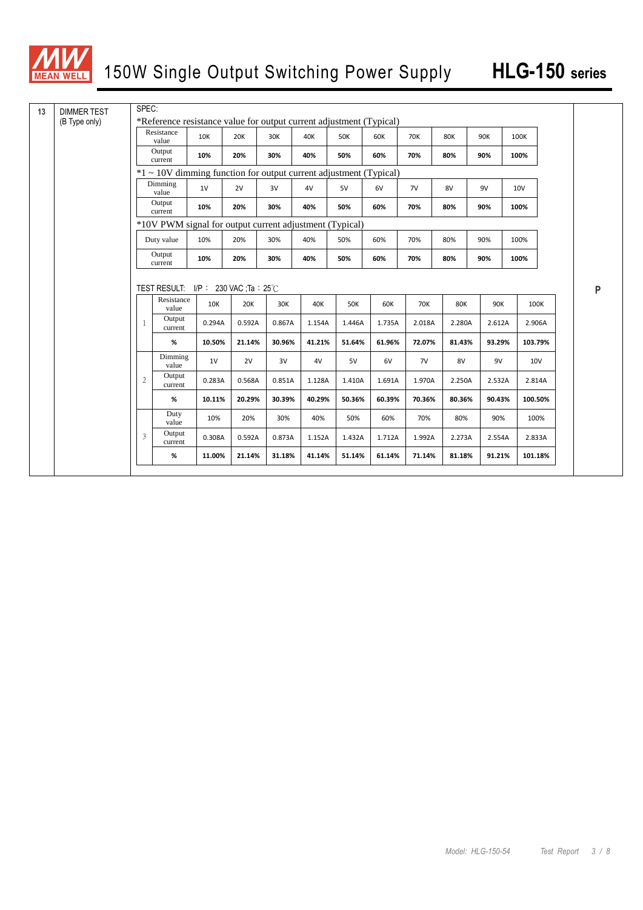# 150W Single Output Switching Power Supply HLG-150 series

13 DIMMER TEST (B Type only)

SPEC:

*Reference resistance value for output current adjustment (Typical)

| Resistance value | 10K | 20K | 30K | 40K | 50K | 60K | 70K | 80K | 90K | 100K |
|---|---|---|---|---|---|---|---|---|---|---|
| Output current | **10%** | **20%** | **30%** | **40%** | **50%** | **60%** | **70%** | **80%** | **90%** | **100%** |

*1 ~ 10V dimming function for output current adjustment (Typical)

| Dimming value | 1V | 2V | 3V | 4V | 5V | 6V | 7V | 8V | 9V | 10V |
|---|---|---|---|---|---|---|---|---|---|---|
| Output current | **10%** | **20%** | **30%** | **40%** | **50%** | **60%** | **70%** | **80%** | **90%** | **100%** |

*10V PWM signal for output current adjustment (Typical)

| Duty value | 10% | 20% | 30% | 40% | 50% | 60% | 70% | 80% | 90% | 100% |
|---|---|---|---|---|---|---|---|---|---|---|
| Output current | **10%** | **20%** | **30%** | **40%** | **50%** | **60%** | **70%** | **80%** | **90%** | **100%** |

TEST RESULT: I/P : 230 VAC ;Ta : 25℃

| | | | | | | | | | | | |
|---|---|---|---|---|---|---|---|---|---|---|---|
| 1 | Resistance value | 10K | 20K | 30K | 40K | 50K | 60K | 70K | 80K | 90K | 100K |
| | Output current | 0.294A | 0.592A | 0.867A | 1.154A | 1.446A | 1.735A | 2.018A | 2.280A | 2.612A | 2.906A |
| | **%** | **10.50%** | **21.14%** | **30.96%** | **41.21%** | **51.64%** | **61.96%** | **72.07%** | **81.43%** | **93.29%** | **103.79%** |
| 2 | Dimming value | 1V | 2V | 3V | 4V | 5V | 6V | 7V | 8V | 9V | 10V |
| | Output current | 0.283A | 0.568A | 0.851A | 1.128A | 1.410A | 1.691A | 1.970A | 2.250A | 2.532A | 2.814A |
| | **%** | **10.11%** | **20.29%** | **30.39%** | **40.29%** | **50.36%** | **60.39%** | **70.36%** | **80.36%** | **90.43%** | **100.50%** |
| 3 | Duty value | 10% | 20% | 30% | 40% | 50% | 60% | 70% | 80% | 90% | 100% |
| | Output current | 0.308A | 0.592A | 0.873A | 1.152A | 1.432A | 1.712A | 1.992A | 2.273A | 2.554A | 2.833A |
| | **%** | **11.00%** | **21.14%** | **31.18%** | **41.14%** | **51.14%** | **61.14%** | **71.14%** | **81.18%** | **91.21%** | **101.18%** |

P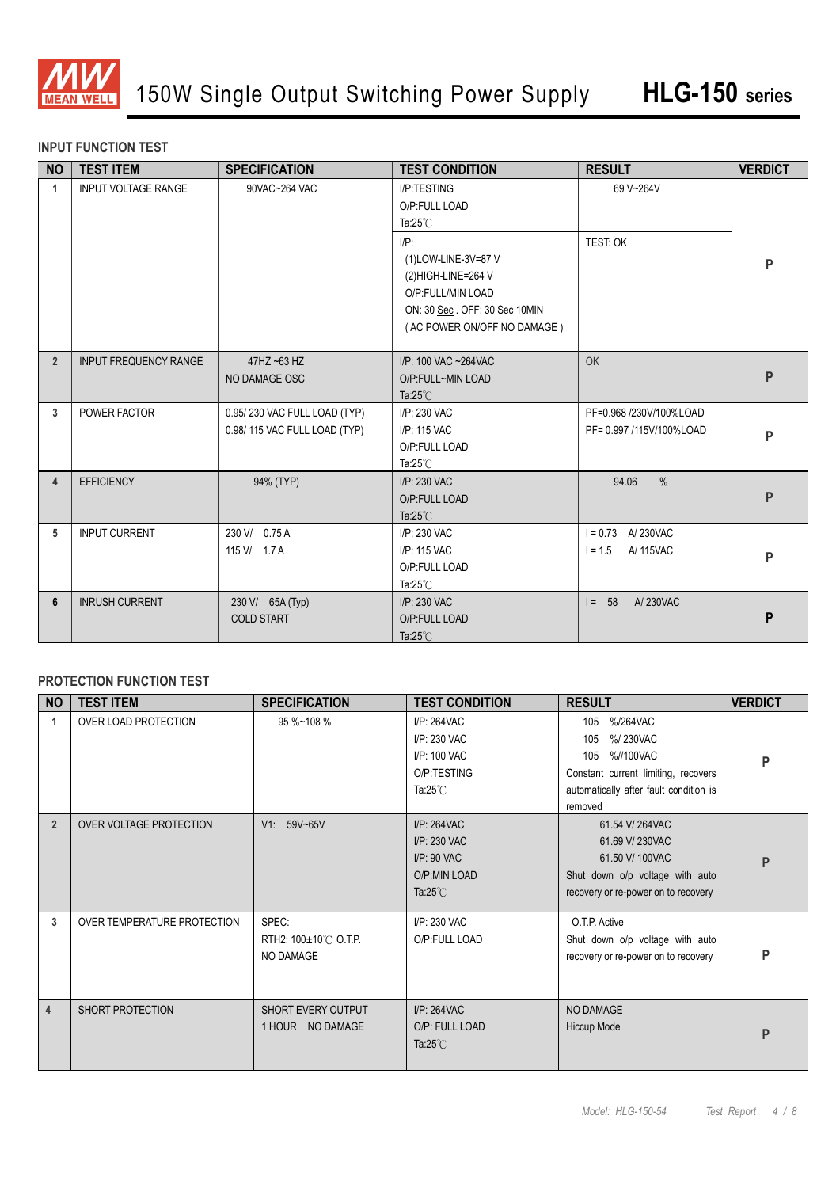150W Single Output Switching Power Supply **HLG-150 series**

## INPUT FUNCTION TEST

| NO | TEST ITEM | SPECIFICATION | TEST CONDITION | RESULT | VERDICT |
|---|---|---|---|---|---|
| 1 | INPUT VOLTAGE RANGE | 90VAC~264 VAC | I/P:TESTING<br>O/P:FULL LOAD<br>Ta:25℃ | 69 V~264V | P |
| | | | I/P:<br>(1)LOW-LINE-3V=87 V<br>(2)HIGH-LINE=264 V<br>O/P:FULL/MIN LOAD<br>ON: 30 Sec . OFF: 30 Sec 10MIN<br>( AC POWER ON/OFF NO DAMAGE ) | TEST: OK | |
| 2 | INPUT FREQUENCY RANGE | 47HZ ~63 HZ<br>NO DAMAGE OSC | I/P: 100 VAC ~264VAC<br>O/P:FULL~MIN LOAD<br>Ta:25℃ | OK | P |
| 3 | POWER FACTOR | 0.95/ 230 VAC FULL LOAD (TYP)<br>0.98/ 115 VAC FULL LOAD (TYP) | I/P: 230 VAC<br>I/P: 115 VAC<br>O/P:FULL LOAD<br>Ta:25℃ | PF=0.968 /230V/100%LOAD<br>PF= 0.997 /115V/100%LOAD | P |
| 4 | EFFICIENCY | 94% (TYP) | I/P: 230 VAC<br>O/P:FULL LOAD<br>Ta:25℃ | 94.06 % | P |
| 5 | INPUT CURRENT | 230 V/ 0.75 A<br>115 V/ 1.7 A | I/P: 230 VAC<br>I/P: 115 VAC<br>O/P:FULL LOAD<br>Ta:25℃ | I = 0.73 A/ 230VAC<br>I = 1.5 A/ 115VAC | P |
| 6 | INRUSH CURRENT | 230 V/ 65A (Typ)<br>COLD START | I/P: 230 VAC<br>O/P:FULL LOAD<br>Ta:25℃ | I = 58 A/ 230VAC | P |

## PROTECTION FUNCTION TEST

| NO | TEST ITEM | SPECIFICATION | TEST CONDITION | RESULT | VERDICT |
|---|---|---|---|---|---|
| 1 | OVER LOAD PROTECTION | 95 %~108 % | I/P: 264VAC<br>I/P: 230 VAC<br>I/P: 100 VAC<br>O/P:TESTING<br>Ta:25℃ | 105 %/264VAC<br>105 %/ 230VAC<br>105 %//100VAC<br>Constant current limiting, recovers automatically after fault condition is removed | P |
| 2 | OVER VOLTAGE PROTECTION | V1: 59V~65V | I/P: 264VAC<br>I/P: 230 VAC<br>I/P: 90 VAC<br>O/P:MIN LOAD<br>Ta:25℃ | 61.54 V/ 264VAC<br>61.69 V/ 230VAC<br>61.50 V/ 100VAC<br>Shut down o/p voltage with auto recovery or re-power on to recovery | P |
| 3 | OVER TEMPERATURE PROTECTION | SPEC:<br>RTH2: 100±10℃ O.T.P.<br>NO DAMAGE | I/P: 230 VAC<br>O/P:FULL LOAD | O.T.P. Active<br>Shut down o/p voltage with auto recovery or re-power on to recovery | P |
| 4 | SHORT PROTECTION | SHORT EVERY OUTPUT<br>1 HOUR NO DAMAGE | I/P: 264VAC<br>O/P: FULL LOAD<br>Ta:25℃ | NO DAMAGE<br>Hiccup Mode | P |

Model: HLG-150-54 Test Report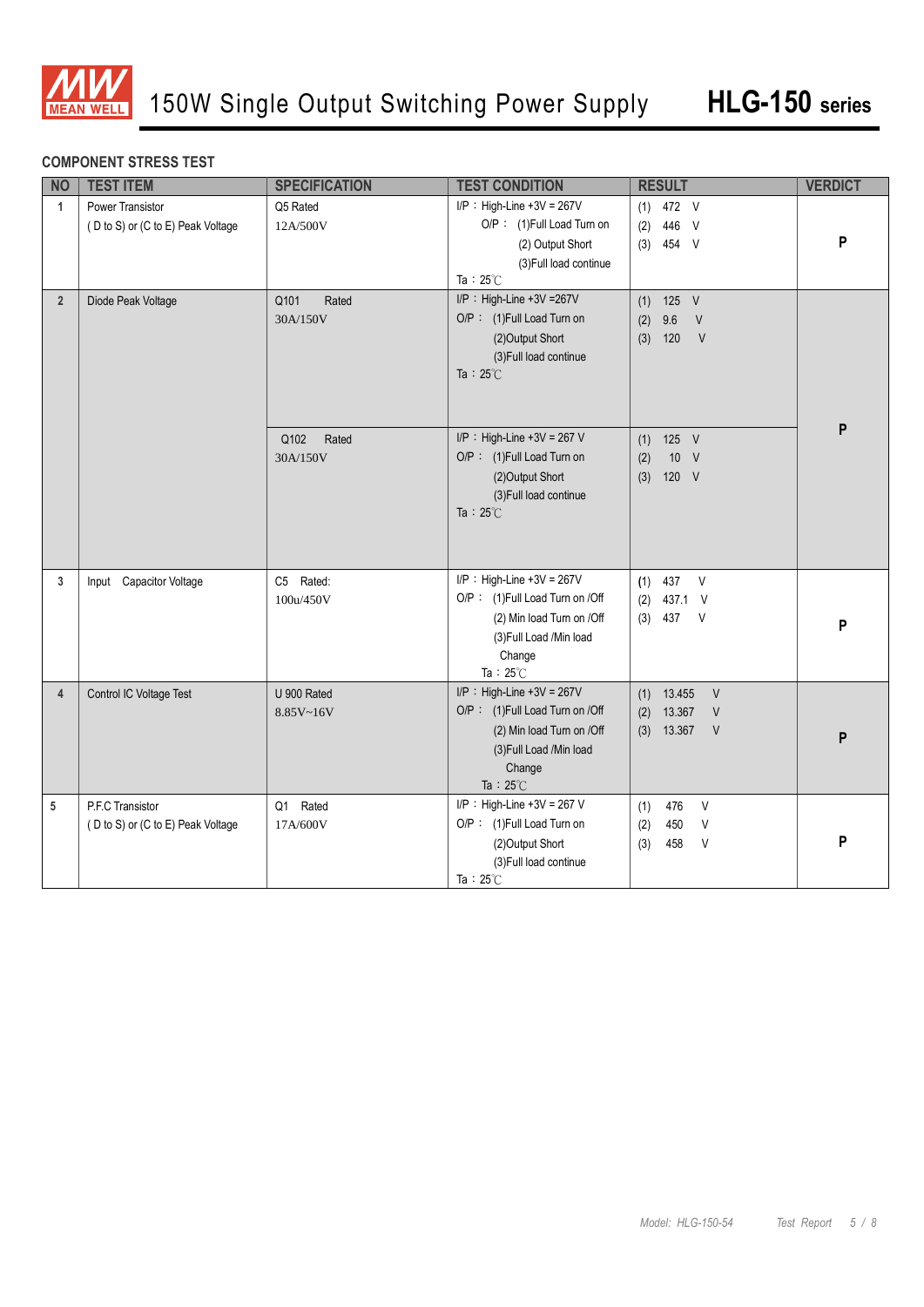## COMPONENT STRESS TEST

| NO | TEST ITEM | SPECIFICATION | TEST CONDITION | RESULT | VERDICT |
|---|---|---|---|---|---|
| 1 | Power Transistor<br>( D to S) or (C to E) Peak Voltage | Q5 Rated<br>12A/500V | I/P：High-Line +3V = 267V<br>O/P：(1)Full Load Turn on<br>(2) Output Short<br>(3)Full load continue<br>Ta：25℃ | (1) 472 V<br>(2) 446 V<br>(3) 454 V | P |
| 2 | Diode Peak Voltage | Q101 Rated<br>30A/150V | I/P：High-Line +3V =267V<br>O/P：(1)Full Load Turn on<br>(2)Output Short<br>(3)Full load continue<br>Ta：25℃ | (1) 125 V<br>(2) 9.6 V<br>(3) 120 V | P |
| | | Q102 Rated<br>30A/150V | I/P：High-Line +3V = 267 V<br>O/P：(1)Full Load Turn on<br>(2)Output Short<br>(3)Full load continue<br>Ta：25℃ | (1) 125 V<br>(2) 10 V<br>(3) 120 V | |
| 3 | Input Capacitor Voltage | C5 Rated:<br>100u/450V | I/P：High-Line +3V = 267V<br>O/P：(1)Full Load Turn on /Off<br>(2) Min load Turn on /Off<br>(3)Full Load /Min load Change<br>Ta：25℃ | (1) 437 V<br>(2) 437.1 V<br>(3) 437 V | P |
| 4 | Control IC Voltage Test | U 900 Rated<br>8.85V~16V | I/P：High-Line +3V = 267V<br>O/P：(1)Full Load Turn on /Off<br>(2) Min load Turn on /Off<br>(3)Full Load /Min load Change<br>Ta：25℃ | (1) 13.455 V<br>(2) 13.367 V<br>(3) 13.367 V | P |
| 5 | P.F.C Transistor<br>( D to S) or (C to E) Peak Voltage | Q1 Rated<br>17A/600V | I/P：High-Line +3V = 267 V<br>O/P：(1)Full Load Turn on<br>(2)Output Short<br>(3)Full load continue<br>Ta：25℃ | (1) 476 V<br>(2) 450 V<br>(3) 458 V | P |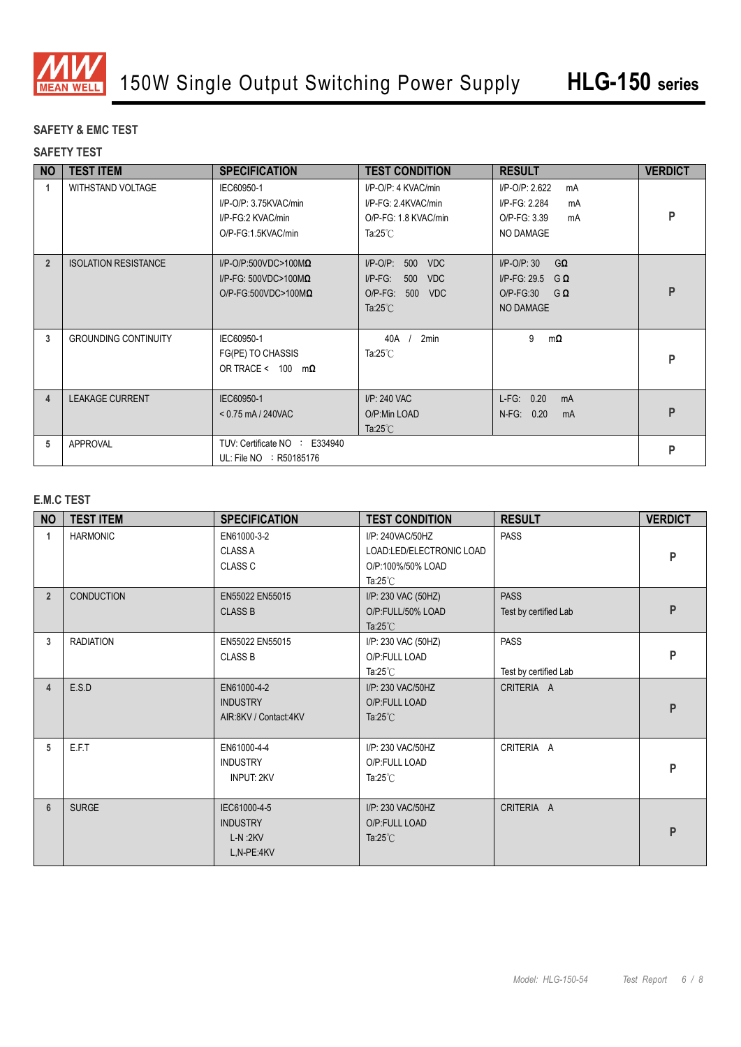## SAFETY & EMC TEST

### SAFETY TEST

| NO | TEST ITEM | SPECIFICATION | TEST CONDITION | RESULT | VERDICT |
|---|---|---|---|---|---|
| 1 | WITHSTAND VOLTAGE | IEC60950-1<br>I/P-O/P: 3.75KVAC/min<br>I/P-FG:2 KVAC/min<br>O/P-FG:1.5KVAC/min | I/P-O/P: 4 KVAC/min<br>I/P-FG: 2.4KVAC/min<br>O/P-FG: 1.8 KVAC/min<br>Ta:25℃ | I/P-O/P: 2.622 mA<br>I/P-FG: 2.284 mA<br>O/P-FG: 3.39 mA<br>NO DAMAGE | P |
| 2 | ISOLATION RESISTANCE | I/P-O/P:500VDC>100MΩ<br>I/P-FG: 500VDC>100MΩ<br>O/P-FG:500VDC>100MΩ | I/P-O/P: 500 VDC<br>I/P-FG: 500 VDC<br>O/P-FG: 500 VDC<br>Ta:25℃ | I/P-O/P: 30 GΩ<br>I/P-FG: 29.5 GΩ<br>O/P-FG:30 GΩ<br>NO DAMAGE | P |
| 3 | GROUNDING CONTINUITY | IEC60950-1<br>FG(PE) TO CHASSIS<br>OR TRACE < 100 mΩ | 40A / 2min<br>Ta:25℃ | 9 mΩ | P |
| 4 | LEAKAGE CURRENT | IEC60950-1<br>< 0.75 mA / 240VAC | I/P: 240 VAC<br>O/P:Min LOAD<br>Ta:25℃ | L-FG: 0.20 mA<br>N-FG: 0.20 mA | P |
| 5 | APPROVAL | TUV: Certificate NO : E334940<br>UL: File NO : R50185176 | | | P |

### E.M.C TEST

| NO | TEST ITEM | SPECIFICATION | TEST CONDITION | RESULT | VERDICT |
|---|---|---|---|---|---|
| 1 | HARMONIC | EN61000-3-2<br>CLASS A<br>CLASS C | I/P: 240VAC/50HZ<br>LOAD:LED/ELECTRONIC LOAD<br>O/P:100%/50% LOAD<br>Ta:25℃ | PASS | P |
| 2 | CONDUCTION | EN55022 EN55015<br>CLASS B | I/P: 230 VAC (50HZ)<br>O/P:FULL/50% LOAD<br>Ta:25℃ | PASS<br>Test by certified Lab | P |
| 3 | RADIATION | EN55022 EN55015<br>CLASS B | I/P: 230 VAC (50HZ)<br>O/P:FULL LOAD<br>Ta:25℃ | PASS<br>Test by certified Lab | P |
| 4 | E.S.D | EN61000-4-2<br>INDUSTRY<br>AIR:8KV / Contact:4KV | I/P: 230 VAC/50HZ<br>O/P:FULL LOAD<br>Ta:25℃ | CRITERIA A | P |
| 5 | E.F.T | EN61000-4-4<br>INDUSTRY<br>INPUT: 2KV | I/P: 230 VAC/50HZ<br>O/P:FULL LOAD<br>Ta:25℃ | CRITERIA A | P |
| 6 | SURGE | IEC61000-4-5<br>INDUSTRY<br>L-N :2KV<br>L,N-PE:4KV | I/P: 230 VAC/50HZ<br>O/P:FULL LOAD<br>Ta:25℃ | CRITERIA A | P |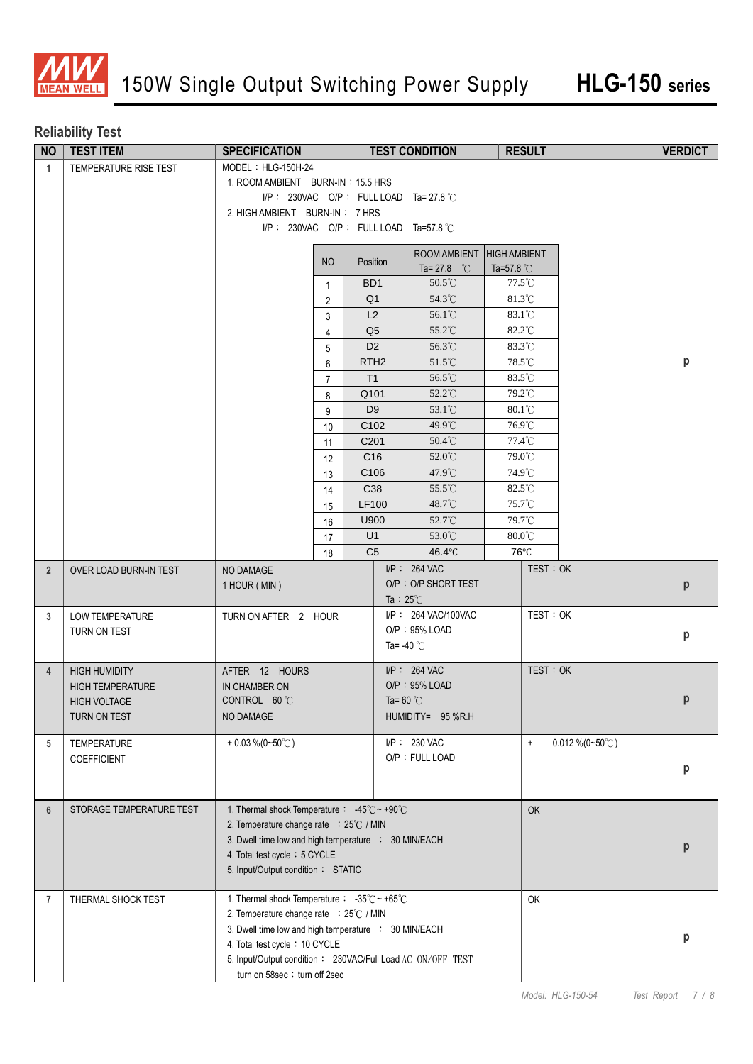## Reliability Test

| NO | TEST ITEM | SPECIFICATION | TEST CONDITION | RESULT | VERDICT |
|---|---|---|---|---|---|
| 1 | TEMPERATURE RISE TEST | MODEL：HLG-150H-24<br>1. ROOM AMBIENT BURN-IN：15.5 HRS<br>I/P：230VAC O/P：FULL LOAD Ta= 27.8 ℃<br>2. HIGH AMBIENT BURN-IN：7 HRS<br>I/P：230VAC O/P：FULL LOAD Ta=57.8 ℃ | | | p |
| 2 | OVER LOAD BURN-IN TEST | NO DAMAGE<br>1 HOUR ( MIN ) | I/P：264 VAC<br>O/P：O/P SHORT TEST<br>Ta：25℃ | TEST：OK | p |
| 3 | LOW TEMPERATURE TURN ON TEST | TURN ON AFTER 2 HOUR | I/P：264 VAC/100VAC<br>O/P：95% LOAD<br>Ta= -40 ℃ | TEST：OK | p |
| 4 | HIGH HUMIDITY HIGH TEMPERATURE HIGH VOLTAGE TURN ON TEST | AFTER 12 HOURS IN CHAMBER ON CONTROL 60 ℃<br>NO DAMAGE | I/P：264 VAC<br>O/P：95% LOAD<br>Ta= 60 ℃<br>HUMIDITY= 95 %R.H | TEST：OK | p |
| 5 | TEMPERATURE COEFFICIENT | ± 0.03 %(0~50℃) | I/P：230 VAC<br>O/P：FULL LOAD | ± 0.012 %(0~50℃) | p |
| 6 | STORAGE TEMPERATURE TEST | 1. Thermal shock Temperature：-45℃ ~ +90℃<br>2. Temperature change rate：25℃ / MIN<br>3. Dwell time low and high temperature：30 MIN/EACH<br>4. Total test cycle：5 CYCLE<br>5. Input/Output condition：STATIC | | OK | p |
| 7 | THERMAL SHOCK TEST | 1. Thermal shock Temperature：-35℃ ~ +65℃<br>2. Temperature change rate：25℃ / MIN<br>3. Dwell time low and high temperature：30 MIN/EACH<br>4. Total test cycle：10 CYCLE<br>5. Input/Output condition：230VAC/Full Load AC ON/OFF TEST turn on 58sec；turn off 2sec | | OK | p |

Temperature rise test results (Item 1):

| NO | Position | ROOM AMBIENT Ta= 27.8 ℃ | HIGH AMBIENT Ta=57.8 ℃ |
|---|---|---|---|
| 1 | BD1 | 50.5℃ | 77.5℃ |
| 2 | Q1 | 54.3℃ | 81.3℃ |
| 3 | L2 | 56.1℃ | 83.1℃ |
| 4 | Q5 | 55.2℃ | 82.2℃ |
| 5 | D2 | 56.3℃ | 83.3℃ |
| 6 | RTH2 | 51.5℃ | 78.5℃ |
| 7 | T1 | 56.5℃ | 83.5℃ |
| 8 | Q101 | 52.2℃ | 79.2℃ |
| 9 | D9 | 53.1℃ | 80.1℃ |
| 10 | C102 | 49.9℃ | 76.9℃ |
| 11 | C201 | 50.4℃ | 77.4℃ |
| 12 | C16 | 52.0℃ | 79.0℃ |
| 13 | C106 | 47.9℃ | 74.9℃ |
| 14 | C38 | 55.5℃ | 82.5℃ |
| 15 | LF100 | 48.7℃ | 75.7℃ |
| 16 | U900 | 52.7℃ | 79.7℃ |
| 17 | U1 | 53.0℃ | 80.0℃ |
| 18 | C5 | 46.4℃ | 76℃ |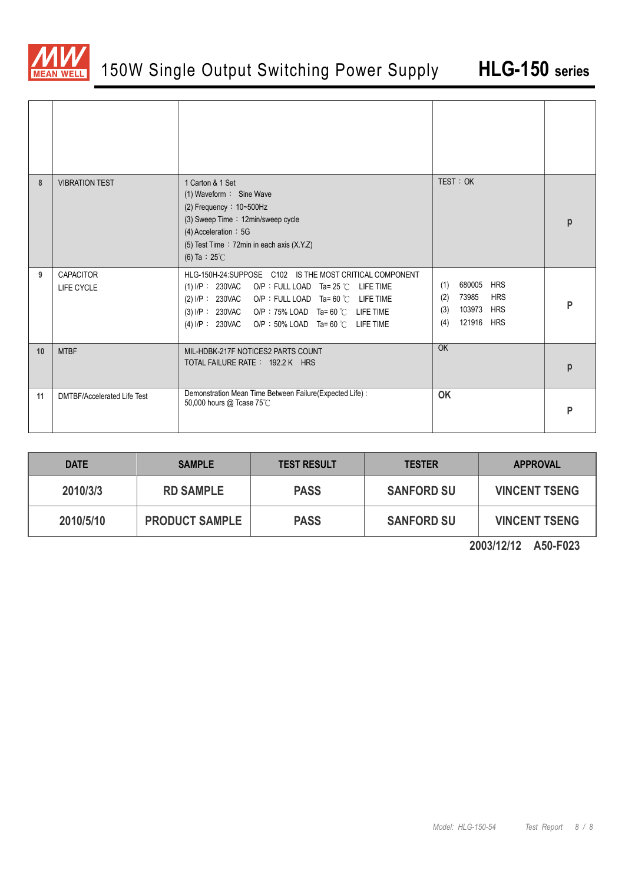| | | | | |
|---|---|---|---|---|
| | | | | |
| 8 | VIBRATION TEST | 1 Carton & 1 Set<br>(1) Waveform： Sine Wave<br>(2) Frequency：10~500Hz<br>(3) Sweep Time：12min/sweep cycle<br>(4) Acceleration：5G<br>(5) Test Time：72min in each axis (X.Y.Z)<br>(6) Ta：25℃ | TEST：OK | p |
| 9 | CAPACITOR<br>LIFE CYCLE | HLG-150H-24:SUPPOSE C102 IS THE MOST CRITICAL COMPONENT<br>(1) I/P： 230VAC O/P：FULL LOAD Ta= 25 ℃ LIFE TIME<br>(2) I/P： 230VAC O/P：FULL LOAD Ta= 60 ℃ LIFE TIME<br>(3) I/P： 230VAC O/P：75% LOAD Ta= 60 ℃ LIFE TIME<br>(4) I/P： 230VAC O/P：50% LOAD Ta= 60 ℃ LIFE TIME | (1) 680005 HRS<br>(2) 73985 HRS<br>(3) 103973 HRS<br>(4) 121916 HRS | P |
| 10 | MTBF | MIL-HDBK-217F NOTICES2 PARTS COUNT<br>TOTAL FAILURE RATE： 192.2 K HRS | OK | p |
| 11 | DMTBF/Accelerated Life Test | Demonstration Mean Time Between Failure(Expected Life) :<br>50,000 hours @ Tcase 75℃ | OK | P |

| DATE | SAMPLE | TEST RESULT | TESTER | APPROVAL |
|---|---|---|---|---|
| 2010/3/3 | RD SAMPLE | PASS | SANFORD SU | VINCENT TSENG |
| 2010/5/10 | PRODUCT SAMPLE | PASS | SANFORD SU | VINCENT TSENG |

2003/12/12 A50-F023